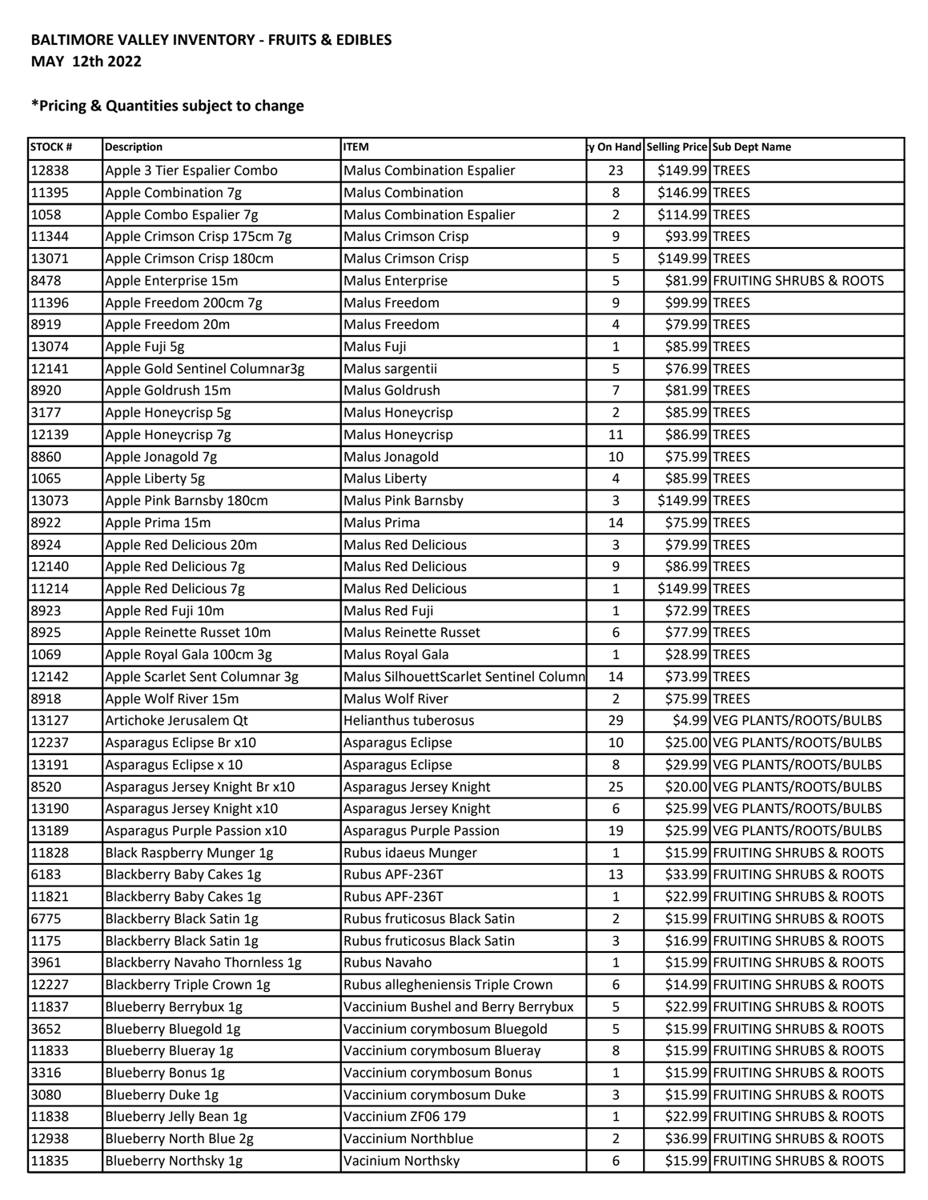**BALTIMORE VALLEY INVENTORY - FRUITS & EDIBLES**
**MAY 12th 2022**

***Pricing & Quantities subject to change**

| STOCK # | Description | ITEM | Qty On Hand | Selling Price | Sub Dept Name |
|---|---|---|---|---|---|
| 12838 | Apple 3 Tier Espalier Combo | Malus Combination Espalier | 23 | $149.99 | TREES |
| 11395 | Apple Combination 7g | Malus Combination | 8 | $146.99 | TREES |
| 1058 | Apple Combo Espalier 7g | Malus Combination Espalier | 2 | $114.99 | TREES |
| 11344 | Apple Crimson Crisp 175cm 7g | Malus Crimson Crisp | 9 | $93.99 | TREES |
| 13071 | Apple Crimson Crisp 180cm | Malus Crimson Crisp | 5 | $149.99 | TREES |
| 8478 | Apple Enterprise 15m | Malus Enterprise | 5 | $81.99 | FRUITING SHRUBS & ROOTS |
| 11396 | Apple Freedom 200cm 7g | Malus Freedom | 9 | $99.99 | TREES |
| 8919 | Apple Freedom 20m | Malus Freedom | 4 | $79.99 | TREES |
| 13074 | Apple Fuji 5g | Malus Fuji | 1 | $85.99 | TREES |
| 12141 | Apple Gold Sentinel Columnar3g | Malus sargentii | 5 | $76.99 | TREES |
| 8920 | Apple Goldrush 15m | Malus Goldrush | 7 | $81.99 | TREES |
| 3177 | Apple Honeycrisp 5g | Malus Honeycrisp | 2 | $85.99 | TREES |
| 12139 | Apple Honeycrisp 7g | Malus Honeycrisp | 11 | $86.99 | TREES |
| 8860 | Apple Jonagold 7g | Malus Jonagold | 10 | $75.99 | TREES |
| 1065 | Apple Liberty 5g | Malus Liberty | 4 | $85.99 | TREES |
| 13073 | Apple Pink Barnsby 180cm | Malus Pink Barnsby | 3 | $149.99 | TREES |
| 8922 | Apple Prima 15m | Malus Prima | 14 | $75.99 | TREES |
| 8924 | Apple Red Delicious 20m | Malus Red Delicious | 3 | $79.99 | TREES |
| 12140 | Apple Red Delicious 7g | Malus Red Delicious | 9 | $86.99 | TREES |
| 11214 | Apple Red Delicious 7g | Malus Red Delicious | 1 | $149.99 | TREES |
| 8923 | Apple Red Fuji 10m | Malus Red Fuji | 1 | $72.99 | TREES |
| 8925 | Apple Reinette Russet 10m | Malus Reinette Russet | 6 | $77.99 | TREES |
| 1069 | Apple Royal Gala 100cm 3g | Malus Royal Gala | 1 | $28.99 | TREES |
| 12142 | Apple Scarlet Sent Columnar 3g | Malus SilhouettScarlet Sentinel Column | 14 | $73.99 | TREES |
| 8918 | Apple Wolf River 15m | Malus Wolf River | 2 | $75.99 | TREES |
| 13127 | Artichoke Jerusalem Qt | Helianthus tuberosus | 29 | $4.99 | VEG PLANTS/ROOTS/BULBS |
| 12237 | Asparagus Eclipse Br x10 | Asparagus Eclipse | 10 | $25.00 | VEG PLANTS/ROOTS/BULBS |
| 13191 | Asparagus Eclipse x 10 | Asparagus Eclipse | 8 | $29.99 | VEG PLANTS/ROOTS/BULBS |
| 8520 | Asparagus Jersey Knight Br x10 | Asparagus Jersey Knight | 25 | $20.00 | VEG PLANTS/ROOTS/BULBS |
| 13190 | Asparagus Jersey Knight x10 | Asparagus Jersey Knight | 6 | $25.99 | VEG PLANTS/ROOTS/BULBS |
| 13189 | Asparagus Purple Passion x10 | Asparagus Purple Passion | 19 | $25.99 | VEG PLANTS/ROOTS/BULBS |
| 11828 | Black Raspberry Munger 1g | Rubus idaeus Munger | 1 | $15.99 | FRUITING SHRUBS & ROOTS |
| 6183 | Blackberry Baby Cakes 1g | Rubus APF-236T | 13 | $33.99 | FRUITING SHRUBS & ROOTS |
| 11821 | Blackberry Baby Cakes 1g | Rubus APF-236T | 1 | $22.99 | FRUITING SHRUBS & ROOTS |
| 6775 | Blackberry Black Satin 1g | Rubus fruticosus Black Satin | 2 | $15.99 | FRUITING SHRUBS & ROOTS |
| 1175 | Blackberry Black Satin 1g | Rubus fruticosus Black Satin | 3 | $16.99 | FRUITING SHRUBS & ROOTS |
| 3961 | Blackberry Navaho Thornless 1g | Rubus Navaho | 1 | $15.99 | FRUITING SHRUBS & ROOTS |
| 12227 | Blackberry Triple Crown 1g | Rubus allegheniensis Triple Crown | 6 | $14.99 | FRUITING SHRUBS & ROOTS |
| 11837 | Blueberry Berrybux 1g | Vaccinium Bushel and Berry Berrybux | 5 | $22.99 | FRUITING SHRUBS & ROOTS |
| 3652 | Blueberry Bluegold 1g | Vaccinium corymbosum Bluegold | 5 | $15.99 | FRUITING SHRUBS & ROOTS |
| 11833 | Blueberry Blueray 1g | Vaccinium corymbosum Blueray | 8 | $15.99 | FRUITING SHRUBS & ROOTS |
| 3316 | Blueberry Bonus 1g | Vaccinium corymbosum Bonus | 1 | $15.99 | FRUITING SHRUBS & ROOTS |
| 3080 | Blueberry Duke 1g | Vaccinium corymbosum Duke | 3 | $15.99 | FRUITING SHRUBS & ROOTS |
| 11838 | Blueberry Jelly Bean 1g | Vaccinium ZF06 179 | 1 | $22.99 | FRUITING SHRUBS & ROOTS |
| 12938 | Blueberry North Blue 2g | Vaccinium Northblue | 2 | $36.99 | FRUITING SHRUBS & ROOTS |
| 11835 | Blueberry Northsky 1g | Vacinium Northsky | 6 | $15.99 | FRUITING SHRUBS & ROOTS |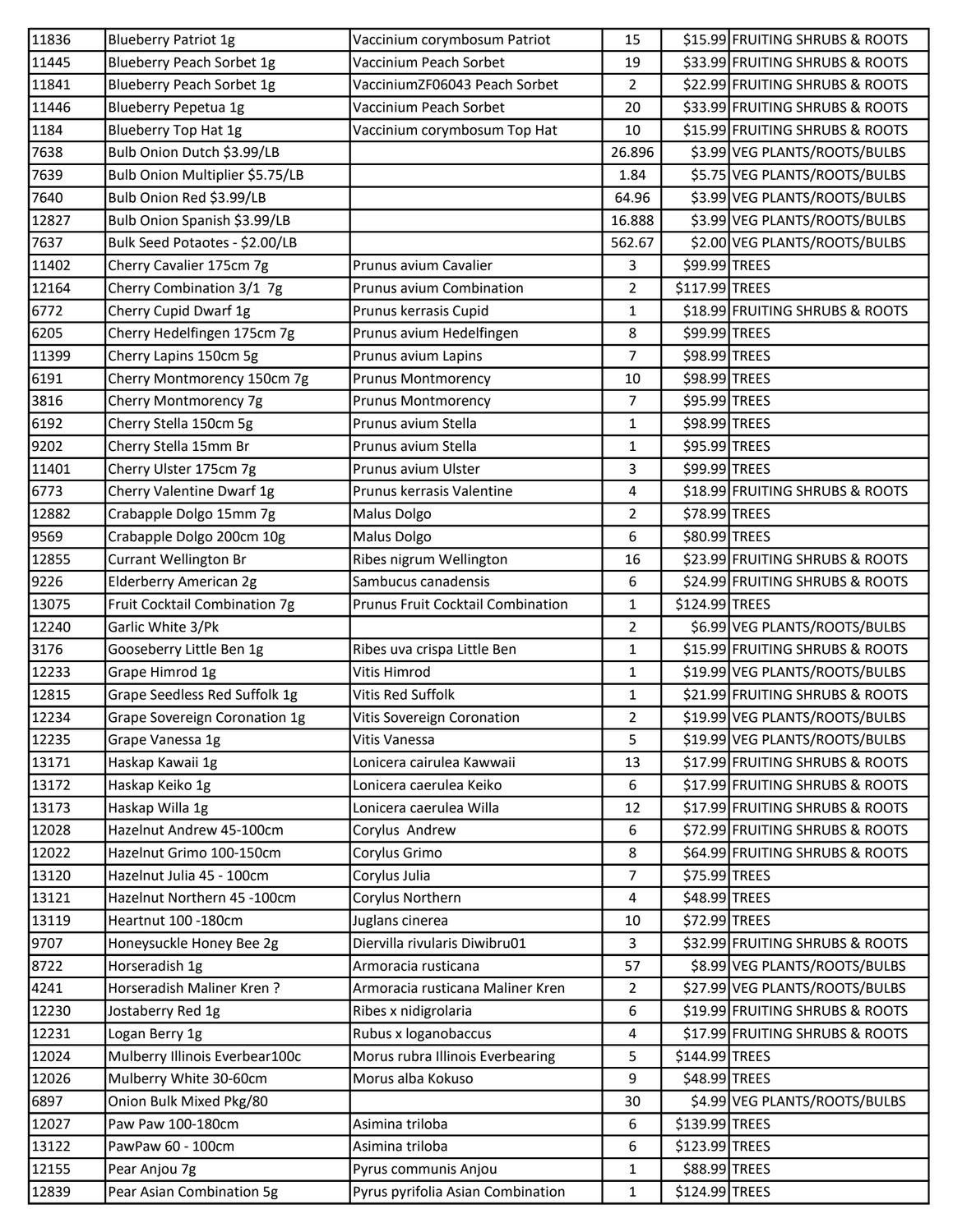| | | | | | |
|---|---|---|---|---|---|
| 11836 | Blueberry Patriot 1g | Vaccinium corymbosum Patriot | 15 | $15.99 | FRUITING SHRUBS & ROOTS |
| 11445 | Blueberry Peach Sorbet 1g | Vaccinium Peach Sorbet | 19 | $33.99 | FRUITING SHRUBS & ROOTS |
| 11841 | Blueberry Peach Sorbet 1g | VacciniumZF06043 Peach Sorbet | 2 | $22.99 | FRUITING SHRUBS & ROOTS |
| 11446 | Blueberry Pepetua 1g | Vaccinium Peach Sorbet | 20 | $33.99 | FRUITING SHRUBS & ROOTS |
| 1184 | Blueberry Top Hat 1g | Vaccinium corymbosum Top Hat | 10 | $15.99 | FRUITING SHRUBS & ROOTS |
| 7638 | Bulb Onion Dutch $3.99/LB | | 26.896 | $3.99 | VEG PLANTS/ROOTS/BULBS |
| 7639 | Bulb Onion Multiplier $5.75/LB | | 1.84 | $5.75 | VEG PLANTS/ROOTS/BULBS |
| 7640 | Bulb Onion Red $3.99/LB | | 64.96 | $3.99 | VEG PLANTS/ROOTS/BULBS |
| 12827 | Bulb Onion Spanish $3.99/LB | | 16.888 | $3.99 | VEG PLANTS/ROOTS/BULBS |
| 7637 | Bulk Seed Potaotes - $2.00/LB | | 562.67 | $2.00 | VEG PLANTS/ROOTS/BULBS |
| 11402 | Cherry Cavalier 175cm 7g | Prunus avium Cavalier | 3 | $99.99 | TREES |
| 12164 | Cherry Combination 3/1 7g | Prunus avium Combination | 2 | $117.99 | TREES |
| 6772 | Cherry Cupid Dwarf 1g | Prunus kerrasis Cupid | 1 | $18.99 | FRUITING SHRUBS & ROOTS |
| 6205 | Cherry Hedelfingen 175cm 7g | Prunus avium Hedelfingen | 8 | $99.99 | TREES |
| 11399 | Cherry Lapins 150cm 5g | Prunus avium Lapins | 7 | $98.99 | TREES |
| 6191 | Cherry Montmorency 150cm 7g | Prunus Montmorency | 10 | $98.99 | TREES |
| 3816 | Cherry Montmorency 7g | Prunus Montmorency | 7 | $95.99 | TREES |
| 6192 | Cherry Stella 150cm 5g | Prunus avium Stella | 1 | $98.99 | TREES |
| 9202 | Cherry Stella 15mm Br | Prunus avium Stella | 1 | $95.99 | TREES |
| 11401 | Cherry Ulster 175cm 7g | Prunus avium Ulster | 3 | $99.99 | TREES |
| 6773 | Cherry Valentine Dwarf 1g | Prunus kerrasis Valentine | 4 | $18.99 | FRUITING SHRUBS & ROOTS |
| 12882 | Crabapple Dolgo 15mm 7g | Malus Dolgo | 2 | $78.99 | TREES |
| 9569 | Crabapple Dolgo 200cm 10g | Malus Dolgo | 6 | $80.99 | TREES |
| 12855 | Currant Wellington Br | Ribes nigrum Wellington | 16 | $23.99 | FRUITING SHRUBS & ROOTS |
| 9226 | Elderberry American 2g | Sambucus canadensis | 6 | $24.99 | FRUITING SHRUBS & ROOTS |
| 13075 | Fruit Cocktail Combination 7g | Prunus Fruit Cocktail Combination | 1 | $124.99 | TREES |
| 12240 | Garlic White 3/Pk | | 2 | $6.99 | VEG PLANTS/ROOTS/BULBS |
| 3176 | Gooseberry Little Ben 1g | Ribes uva crispa Little Ben | 1 | $15.99 | FRUITING SHRUBS & ROOTS |
| 12233 | Grape Himrod 1g | Vitis Himrod | 1 | $19.99 | VEG PLANTS/ROOTS/BULBS |
| 12815 | Grape Seedless Red Suffolk 1g | Vitis Red Suffolk | 1 | $21.99 | FRUITING SHRUBS & ROOTS |
| 12234 | Grape Sovereign Coronation 1g | Vitis Sovereign Coronation | 2 | $19.99 | VEG PLANTS/ROOTS/BULBS |
| 12235 | Grape Vanessa 1g | Vitis Vanessa | 5 | $19.99 | VEG PLANTS/ROOTS/BULBS |
| 13171 | Haskap Kawaii 1g | Lonicera cairulea Kawwaii | 13 | $17.99 | FRUITING SHRUBS & ROOTS |
| 13172 | Haskap Keiko 1g | Lonicera caerulea Keiko | 6 | $17.99 | FRUITING SHRUBS & ROOTS |
| 13173 | Haskap Willa 1g | Lonicera caerulea Willa | 12 | $17.99 | FRUITING SHRUBS & ROOTS |
| 12028 | Hazelnut Andrew 45-100cm | Corylus Andrew | 6 | $72.99 | FRUITING SHRUBS & ROOTS |
| 12022 | Hazelnut Grimo 100-150cm | Corylus Grimo | 8 | $64.99 | FRUITING SHRUBS & ROOTS |
| 13120 | Hazelnut Julia 45 - 100cm | Corylus Julia | 7 | $75.99 | TREES |
| 13121 | Hazelnut Northern 45 -100cm | Corylus Northern | 4 | $48.99 | TREES |
| 13119 | Heartnut 100 -180cm | Juglans cinerea | 10 | $72.99 | TREES |
| 9707 | Honeysuckle Honey Bee 2g | Diervilla rivularis Diwibru01 | 3 | $32.99 | FRUITING SHRUBS & ROOTS |
| 8722 | Horseradish 1g | Armoracia rusticana | 57 | $8.99 | VEG PLANTS/ROOTS/BULBS |
| 4241 | Horseradish Maliner Kren ? | Armoracia rusticana Maliner Kren | 2 | $27.99 | VEG PLANTS/ROOTS/BULBS |
| 12230 | Jostaberry Red 1g | Ribes x nidigrolaria | 6 | $19.99 | FRUITING SHRUBS & ROOTS |
| 12231 | Logan Berry 1g | Rubus x loganobaccus | 4 | $17.99 | FRUITING SHRUBS & ROOTS |
| 12024 | Mulberry Illinois Everbear100c | Morus rubra Illinois Everbearing | 5 | $144.99 | TREES |
| 12026 | Mulberry White 30-60cm | Morus alba Kokuso | 9 | $48.99 | TREES |
| 6897 | Onion Bulk Mixed Pkg/80 | | 30 | $4.99 | VEG PLANTS/ROOTS/BULBS |
| 12027 | Paw Paw 100-180cm | Asimina triloba | 6 | $139.99 | TREES |
| 13122 | PawPaw 60 - 100cm | Asimina triloba | 6 | $123.99 | TREES |
| 12155 | Pear Anjou 7g | Pyrus communis Anjou | 1 | $88.99 | TREES |
| 12839 | Pear Asian Combination 5g | Pyrus pyrifolia Asian Combination | 1 | $124.99 | TREES |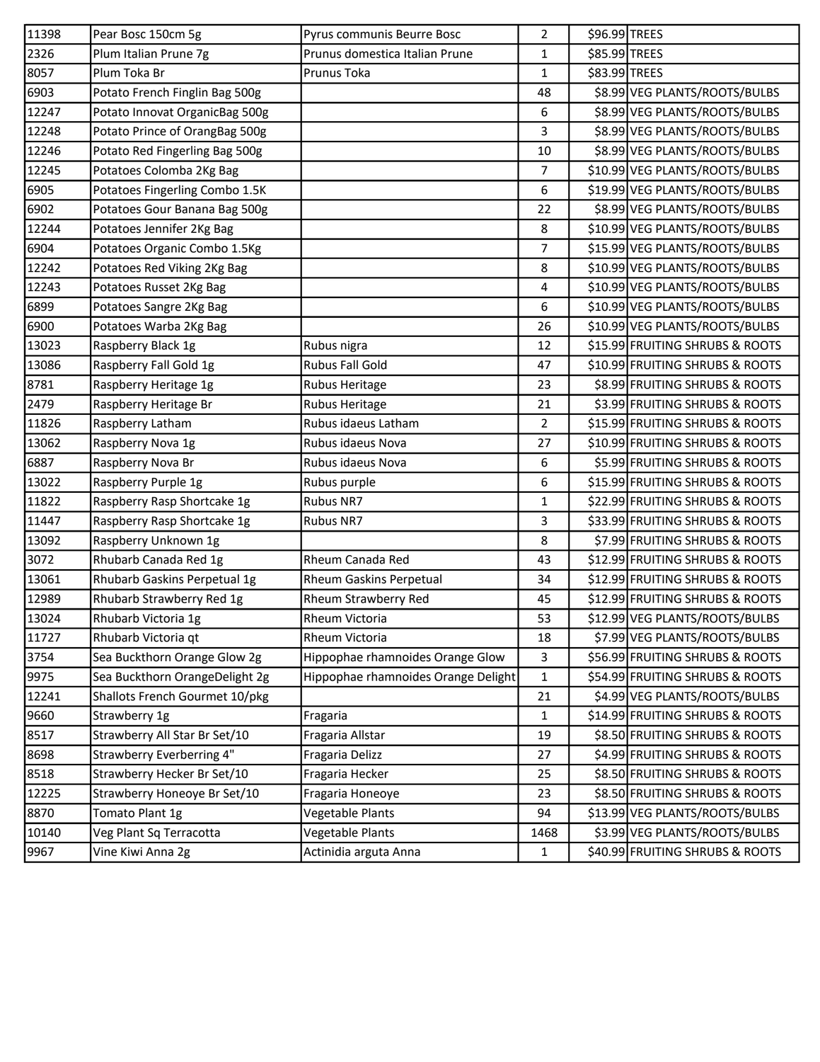| | | | | | |
|---|---|---|---|---|---|
| 11398 | Pear Bosc 150cm 5g | Pyrus communis Beurre Bosc | 2 | $96.99 | TREES |
| 2326 | Plum Italian Prune 7g | Prunus domestica Italian Prune | 1 | $85.99 | TREES |
| 8057 | Plum Toka Br | Prunus Toka | 1 | $83.99 | TREES |
| 6903 | Potato French Finglin Bag 500g | | 48 | $8.99 | VEG PLANTS/ROOTS/BULBS |
| 12247 | Potato Innovat OrganicBag 500g | | 6 | $8.99 | VEG PLANTS/ROOTS/BULBS |
| 12248 | Potato Prince of OrangBag 500g | | 3 | $8.99 | VEG PLANTS/ROOTS/BULBS |
| 12246 | Potato Red Fingerling Bag 500g | | 10 | $8.99 | VEG PLANTS/ROOTS/BULBS |
| 12245 | Potatoes Colomba 2Kg Bag | | 7 | $10.99 | VEG PLANTS/ROOTS/BULBS |
| 6905 | Potatoes Fingerling Combo 1.5K | | 6 | $19.99 | VEG PLANTS/ROOTS/BULBS |
| 6902 | Potatoes Gour Banana Bag 500g | | 22 | $8.99 | VEG PLANTS/ROOTS/BULBS |
| 12244 | Potatoes Jennifer 2Kg Bag | | 8 | $10.99 | VEG PLANTS/ROOTS/BULBS |
| 6904 | Potatoes Organic Combo 1.5Kg | | 7 | $15.99 | VEG PLANTS/ROOTS/BULBS |
| 12242 | Potatoes Red Viking 2Kg Bag | | 8 | $10.99 | VEG PLANTS/ROOTS/BULBS |
| 12243 | Potatoes Russet 2Kg Bag | | 4 | $10.99 | VEG PLANTS/ROOTS/BULBS |
| 6899 | Potatoes Sangre 2Kg Bag | | 6 | $10.99 | VEG PLANTS/ROOTS/BULBS |
| 6900 | Potatoes Warba 2Kg Bag | | 26 | $10.99 | VEG PLANTS/ROOTS/BULBS |
| 13023 | Raspberry Black 1g | Rubus nigra | 12 | $15.99 | FRUITING SHRUBS & ROOTS |
| 13086 | Raspberry Fall Gold 1g | Rubus Fall Gold | 47 | $10.99 | FRUITING SHRUBS & ROOTS |
| 8781 | Raspberry Heritage 1g | Rubus Heritage | 23 | $8.99 | FRUITING SHRUBS & ROOTS |
| 2479 | Raspberry Heritage Br | Rubus Heritage | 21 | $3.99 | FRUITING SHRUBS & ROOTS |
| 11826 | Raspberry Latham | Rubus idaeus Latham | 2 | $15.99 | FRUITING SHRUBS & ROOTS |
| 13062 | Raspberry Nova 1g | Rubus idaeus Nova | 27 | $10.99 | FRUITING SHRUBS & ROOTS |
| 6887 | Raspberry Nova Br | Rubus idaeus Nova | 6 | $5.99 | FRUITING SHRUBS & ROOTS |
| 13022 | Raspberry Purple 1g | Rubus purple | 6 | $15.99 | FRUITING SHRUBS & ROOTS |
| 11822 | Raspberry Rasp Shortcake 1g | Rubus NR7 | 1 | $22.99 | FRUITING SHRUBS & ROOTS |
| 11447 | Raspberry Rasp Shortcake 1g | Rubus NR7 | 3 | $33.99 | FRUITING SHRUBS & ROOTS |
| 13092 | Raspberry Unknown 1g | | 8 | $7.99 | FRUITING SHRUBS & ROOTS |
| 3072 | Rhubarb Canada Red 1g | Rheum Canada Red | 43 | $12.99 | FRUITING SHRUBS & ROOTS |
| 13061 | Rhubarb Gaskins Perpetual 1g | Rheum Gaskins Perpetual | 34 | $12.99 | FRUITING SHRUBS & ROOTS |
| 12989 | Rhubarb Strawberry Red 1g | Rheum Strawberry Red | 45 | $12.99 | FRUITING SHRUBS & ROOTS |
| 13024 | Rhubarb Victoria 1g | Rheum Victoria | 53 | $12.99 | VEG PLANTS/ROOTS/BULBS |
| 11727 | Rhubarb Victoria qt | Rheum Victoria | 18 | $7.99 | VEG PLANTS/ROOTS/BULBS |
| 3754 | Sea Buckthorn Orange Glow 2g | Hippophae rhamnoides Orange Glow | 3 | $56.99 | FRUITING SHRUBS & ROOTS |
| 9975 | Sea Buckthorn OrangeDelight 2g | Hippophae rhamnoides Orange Delight | 1 | $54.99 | FRUITING SHRUBS & ROOTS |
| 12241 | Shallots French Gourmet 10/pkg | | 21 | $4.99 | VEG PLANTS/ROOTS/BULBS |
| 9660 | Strawberry 1g | Fragaria | 1 | $14.99 | FRUITING SHRUBS & ROOTS |
| 8517 | Strawberry All Star Br Set/10 | Fragaria Allstar | 19 | $8.50 | FRUITING SHRUBS & ROOTS |
| 8698 | Strawberry Everberring 4" | Fragaria Delizz | 27 | $4.99 | FRUITING SHRUBS & ROOTS |
| 8518 | Strawberry Hecker Br Set/10 | Fragaria Hecker | 25 | $8.50 | FRUITING SHRUBS & ROOTS |
| 12225 | Strawberry Honeoye Br Set/10 | Fragaria Honeoye | 23 | $8.50 | FRUITING SHRUBS & ROOTS |
| 8870 | Tomato Plant 1g | Vegetable Plants | 94 | $13.99 | VEG PLANTS/ROOTS/BULBS |
| 10140 | Veg Plant Sq Terracotta | Vegetable Plants | 1468 | $3.99 | VEG PLANTS/ROOTS/BULBS |
| 9967 | Vine Kiwi Anna 2g | Actinidia arguta Anna | 1 | $40.99 | FRUITING SHRUBS & ROOTS |